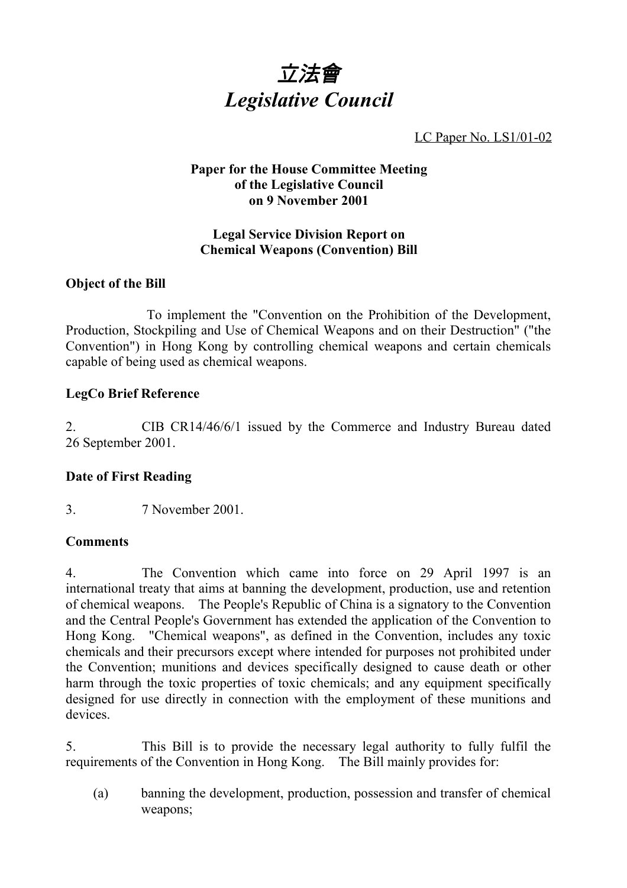# 立法會
# *Legislative Council*

LC Paper No. LS1/01-02

**Paper for the House Committee Meeting of the Legislative Council on 9 November 2001**

**Legal Service Division Report on Chemical Weapons (Convention) Bill**

## Object of the Bill

To implement the "Convention on the Prohibition of the Development, Production, Stockpiling and Use of Chemical Weapons and on their Destruction" ("the Convention") in Hong Kong by controlling chemical weapons and certain chemicals capable of being used as chemical weapons.

## LegCo Brief Reference

2. CIB CR14/46/6/1 issued by the Commerce and Industry Bureau dated 26 September 2001.

## Date of First Reading

3. 7 November 2001.

## Comments

4. The Convention which came into force on 29 April 1997 is an international treaty that aims at banning the development, production, use and retention of chemical weapons. The People's Republic of China is a signatory to the Convention and the Central People's Government has extended the application of the Convention to Hong Kong. "Chemical weapons", as defined in the Convention, includes any toxic chemicals and their precursors except where intended for purposes not prohibited under the Convention; munitions and devices specifically designed to cause death or other harm through the toxic properties of toxic chemicals; and any equipment specifically designed for use directly in connection with the employment of these munitions and devices.

5. This Bill is to provide the necessary legal authority to fully fulfil the requirements of the Convention in Hong Kong. The Bill mainly provides for:

(a) banning the development, production, possession and transfer of chemical weapons;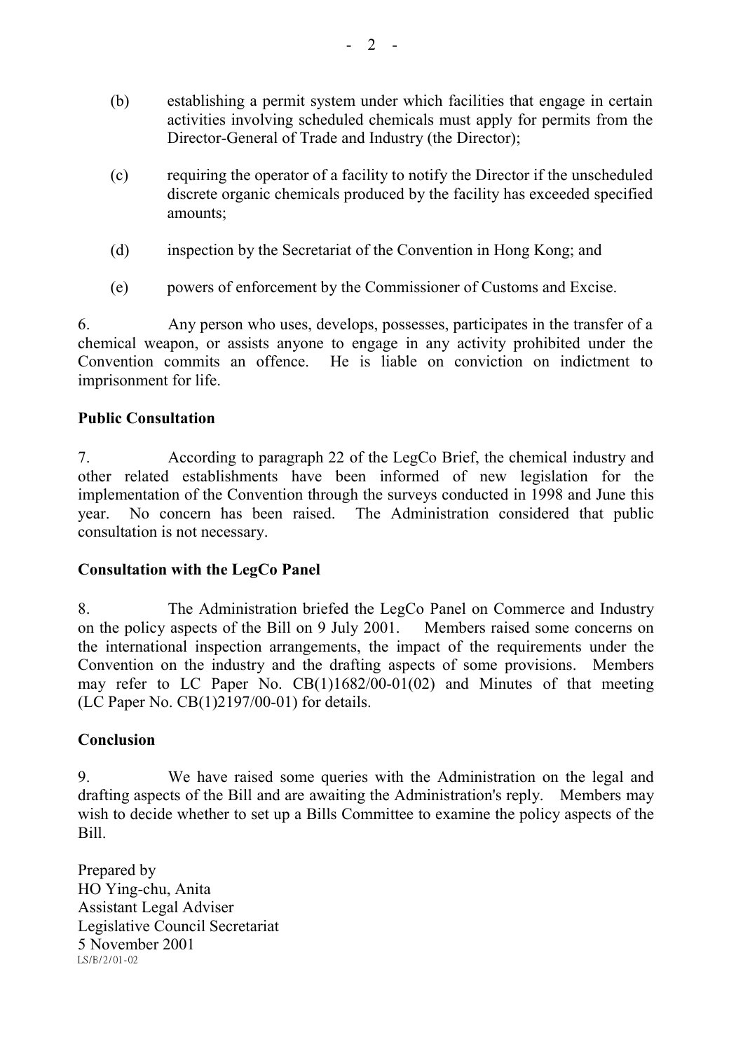(b) establishing a permit system under which facilities that engage in certain activities involving scheduled chemicals must apply for permits from the Director-General of Trade and Industry (the Director);

(c) requiring the operator of a facility to notify the Director if the unscheduled discrete organic chemicals produced by the facility has exceeded specified amounts;

(d) inspection by the Secretariat of the Convention in Hong Kong; and

(e) powers of enforcement by the Commissioner of Customs and Excise.

6. Any person who uses, develops, possesses, participates in the transfer of a chemical weapon, or assists anyone to engage in any activity prohibited under the Convention commits an offence. He is liable on conviction on indictment to imprisonment for life.

**Public Consultation**

7. According to paragraph 22 of the LegCo Brief, the chemical industry and other related establishments have been informed of new legislation for the implementation of the Convention through the surveys conducted in 1998 and June this year. No concern has been raised. The Administration considered that public consultation is not necessary.

**Consultation with the LegCo Panel**

8. The Administration briefed the LegCo Panel on Commerce and Industry on the policy aspects of the Bill on 9 July 2001. Members raised some concerns on the international inspection arrangements, the impact of the requirements under the Convention on the industry and the drafting aspects of some provisions. Members may refer to LC Paper No. CB(1)1682/00-01(02) and Minutes of that meeting (LC Paper No. CB(1)2197/00-01) for details.

**Conclusion**

9. We have raised some queries with the Administration on the legal and drafting aspects of the Bill and are awaiting the Administration's reply. Members may wish to decide whether to set up a Bills Committee to examine the policy aspects of the Bill.

Prepared by
HO Ying-chu, Anita
Assistant Legal Adviser
Legislative Council Secretariat
5 November 2001
LS/B/2/01-02